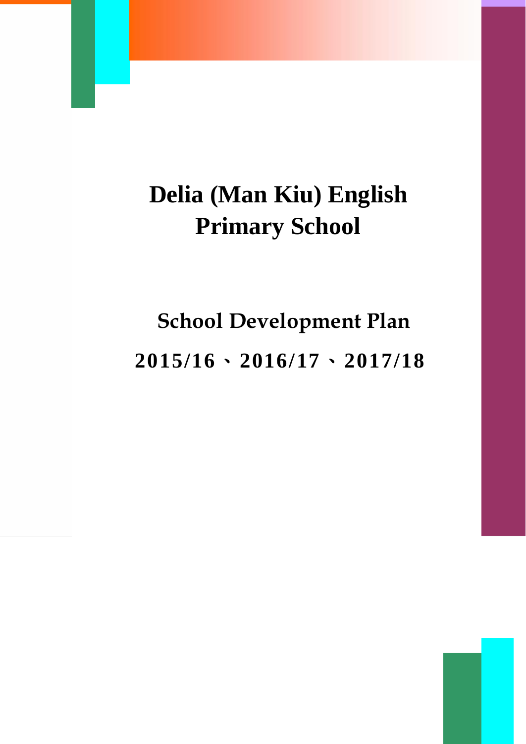# Delia (Man Kiu) English Primary School

## School Development Plan

**2015/16、2016/17、2017/18**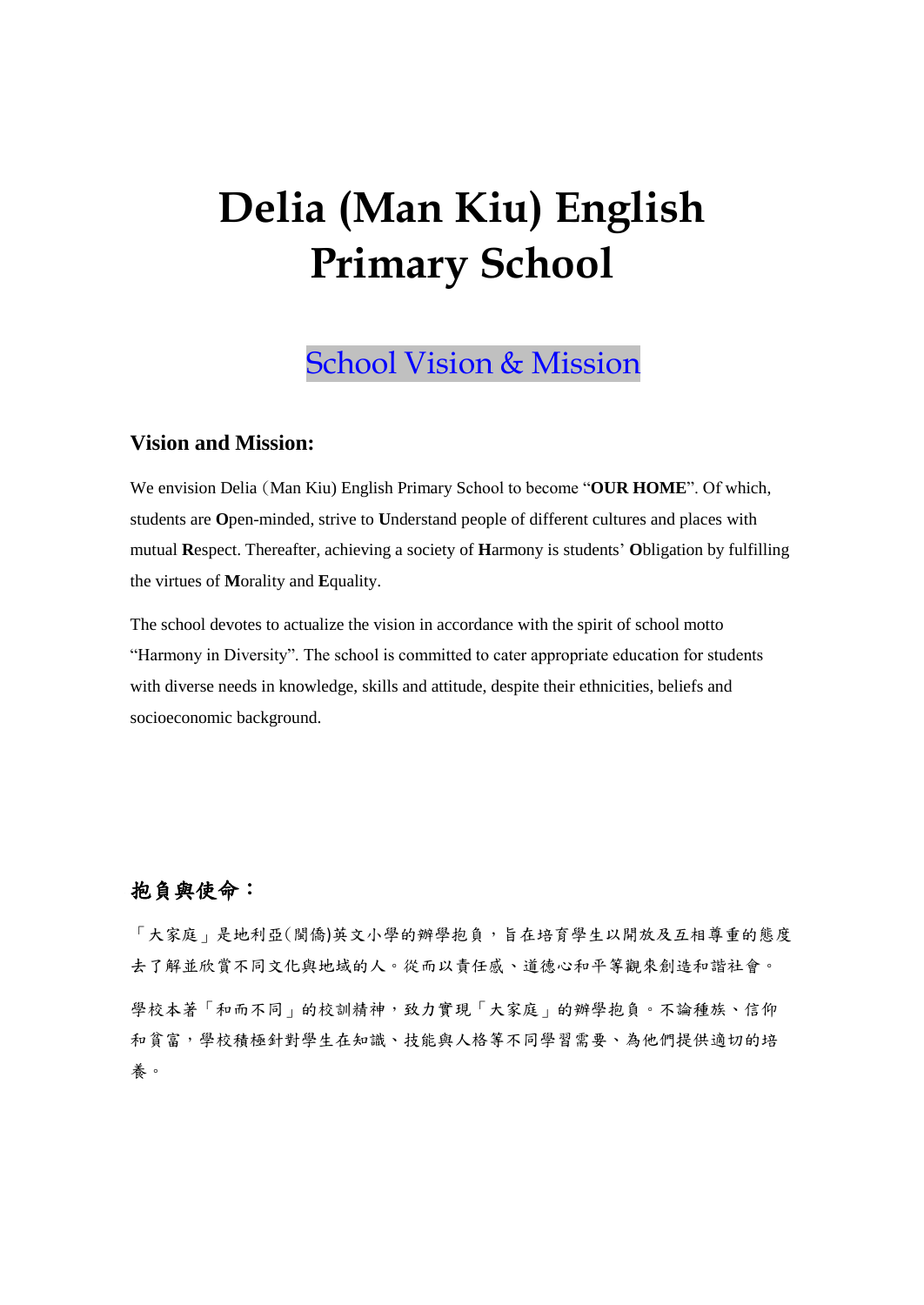# Delia (Man Kiu) English Primary School

## School Vision & Mission

### Vision and Mission:

We envision Delia (Man Kiu) English Primary School to become "**OUR HOME**". Of which, students are **O**pen-minded, strive to **U**nderstand people of different cultures and places with mutual **R**espect. Thereafter, achieving a society of **H**armony is students' **O**bligation by fulfilling the virtues of **M**orality and **E**quality.

The school devotes to actualize the vision in accordance with the spirit of school motto "Harmony in Diversity". The school is committed to cater appropriate education for students with diverse needs in knowledge, skills and attitude, despite their ethnicities, beliefs and socioeconomic background.

### 抱負與使命：

「大家庭」是地利亞(閩僑)英文小學的辦學抱負，旨在培育學生以開放及互相尊重的態度去了解並欣賞不同文化與地域的人。從而以責任感、道德心和平等觀來創造和諧社會。

學校本著「和而不同」的校訓精神，致力實現「大家庭」的辦學抱負。不論種族、信仰和貧富，學校積極針對學生在知識、技能與人格等不同學習需要、為他們提供適切的培養。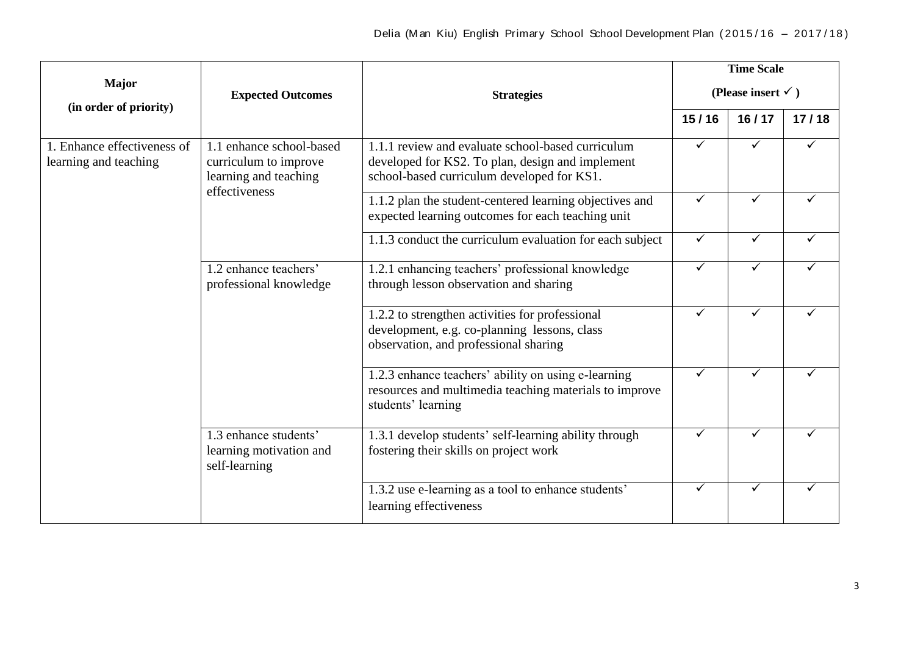| Major (in order of priority) | Expected Outcomes | Strategies | Time Scale (Please insert ✓ ) | | |
|---|---|---|---|---|---|
| | | | 15 / 16 | 16 / 17 | 17 / 18 |
| 1. Enhance effectiveness of learning and teaching | 1.1 enhance school-based curriculum to improve learning and teaching effectiveness | 1.1.1 review and evaluate school-based curriculum developed for KS2. To plan, design and implement school-based curriculum developed for KS1. | ✓ | ✓ | ✓ |
| | | 1.1.2 plan the student-centered learning objectives and expected learning outcomes for each teaching unit | ✓ | ✓ | ✓ |
| | | 1.1.3 conduct the curriculum evaluation for each subject | ✓ | ✓ | ✓ |
| | 1.2 enhance teachers' professional knowledge | 1.2.1 enhancing teachers' professional knowledge through lesson observation and sharing | ✓ | ✓ | ✓ |
| | | 1.2.2 to strengthen activities for professional development, e.g. co-planning lessons, class observation, and professional sharing | ✓ | ✓ | ✓ |
| | | 1.2.3 enhance teachers' ability on using e-learning resources and multimedia teaching materials to improve students' learning | ✓ | ✓ | ✓ |
| | 1.3 enhance students' learning motivation and self-learning | 1.3.1 develop students' self-learning ability through fostering their skills on project work | ✓ | ✓ | ✓ |
| | | 1.3.2 use e-learning as a tool to enhance students' learning effectiveness | ✓ | ✓ | ✓ |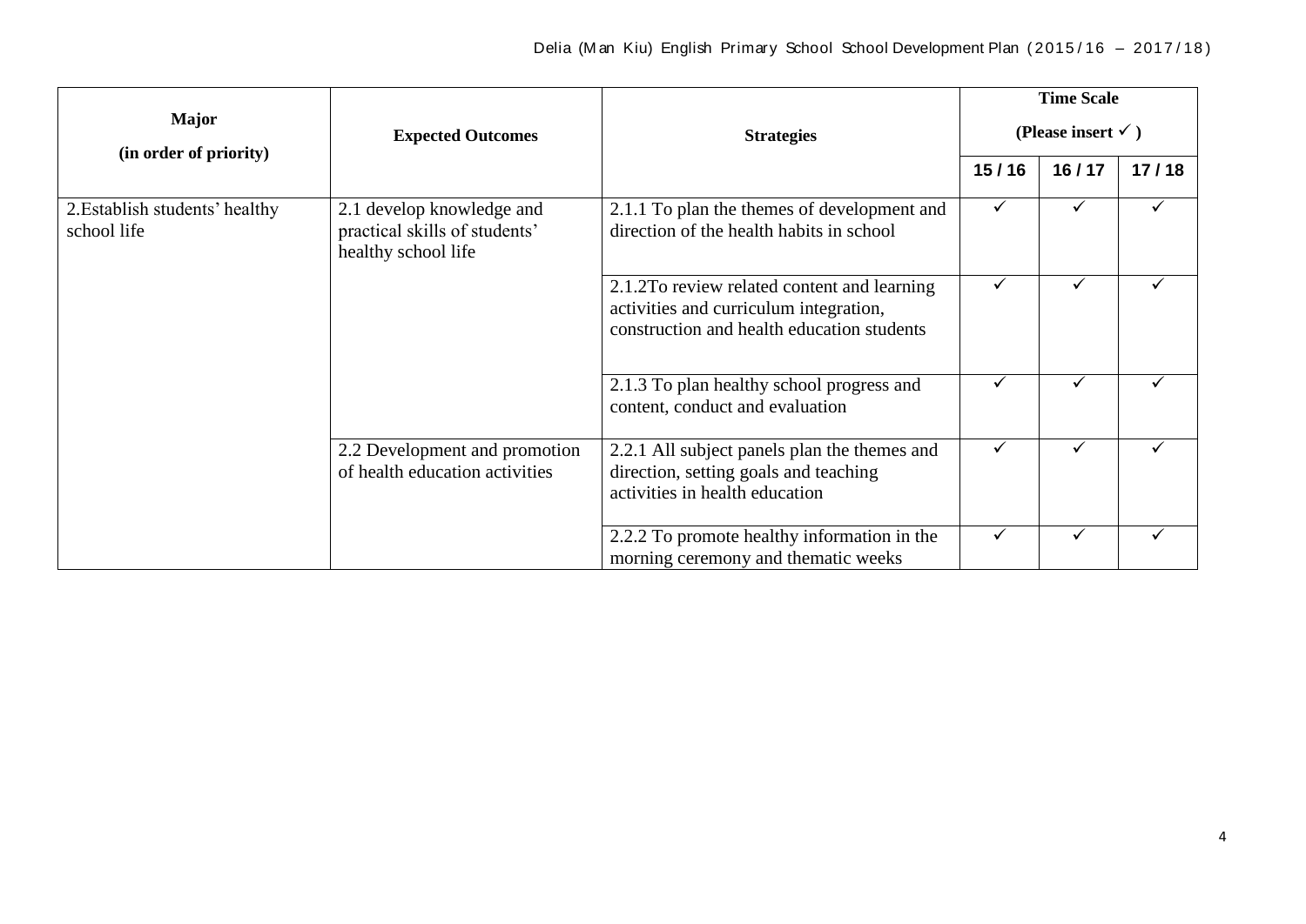| Major (in order of priority) | Expected Outcomes | Strategies | Time Scale (Please insert ✓ ) | | |
|---|---|---|---|---|---|
| | | | 15 / 16 | 16 / 17 | 17 / 18 |
| 2.Establish students' healthy school life | 2.1 develop knowledge and practical skills of students' healthy school life | 2.1.1 To plan the themes of development and direction of the health habits in school | ✓ | ✓ | ✓ |
| | | 2.1.2To review related content and learning activities and curriculum integration, construction and health education students | ✓ | ✓ | ✓ |
| | | 2.1.3 To plan healthy school progress and content, conduct and evaluation | ✓ | ✓ | ✓ |
| | 2.2 Development and promotion of health education activities | 2.2.1 All subject panels plan the themes and direction, setting goals and teaching activities in health education | ✓ | ✓ | ✓ |
| | | 2.2.2 To promote healthy information in the morning ceremony and thematic weeks | ✓ | ✓ | ✓ |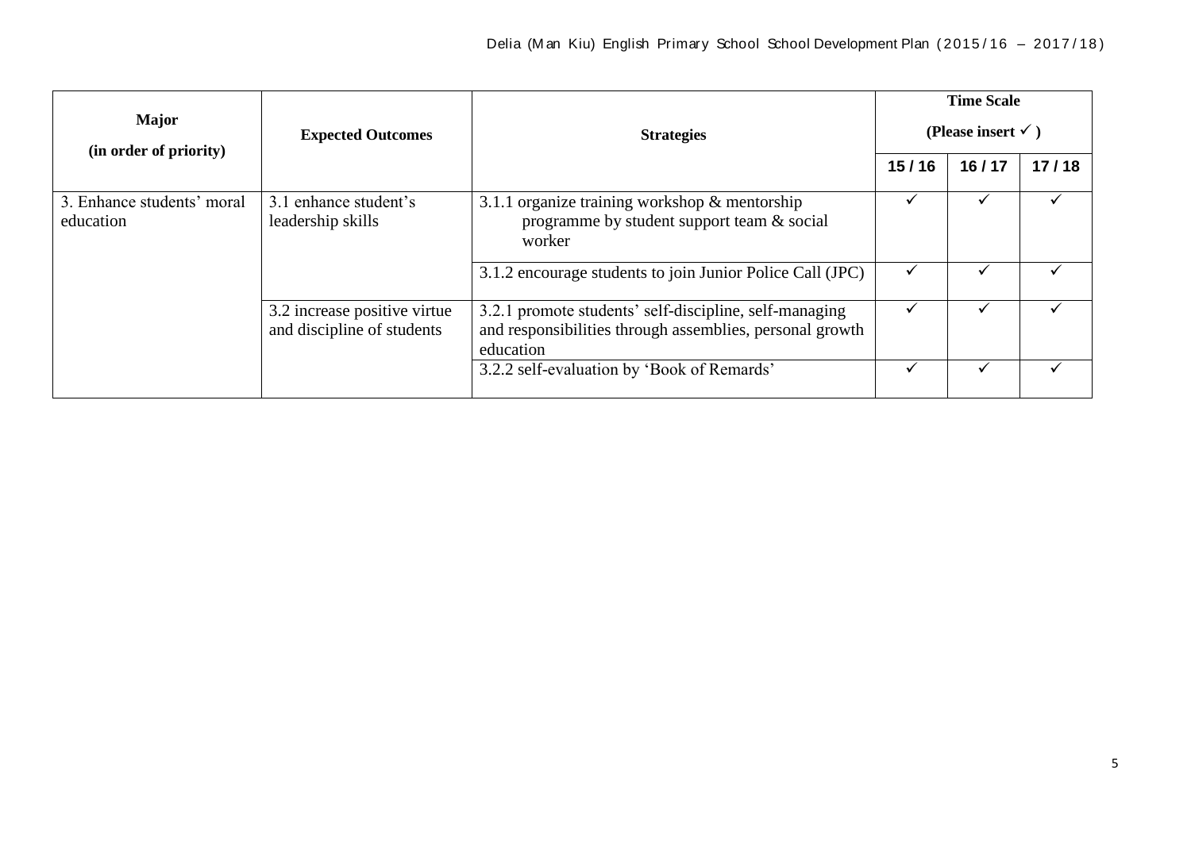| Major (in order of priority) | Expected Outcomes | Strategies | Time Scale (Please insert ✓ ) | | |
|---|---|---|---|---|---|
| | | | 15 / 16 | 16 / 17 | 17 / 18 |
| 3. Enhance students' moral education | 3.1 enhance student's leadership skills | 3.1.1 organize training workshop & mentorship programme by student support team & social worker | ✓ | ✓ | ✓ |
| | | 3.1.2 encourage students to join Junior Police Call (JPC) | ✓ | ✓ | ✓ |
| | 3.2 increase positive virtue and discipline of students | 3.2.1 promote students' self-discipline, self-managing and responsibilities through assemblies, personal growth education | ✓ | ✓ | ✓ |
| | | 3.2.2 self-evaluation by 'Book of Remards' | ✓ | ✓ | ✓ |